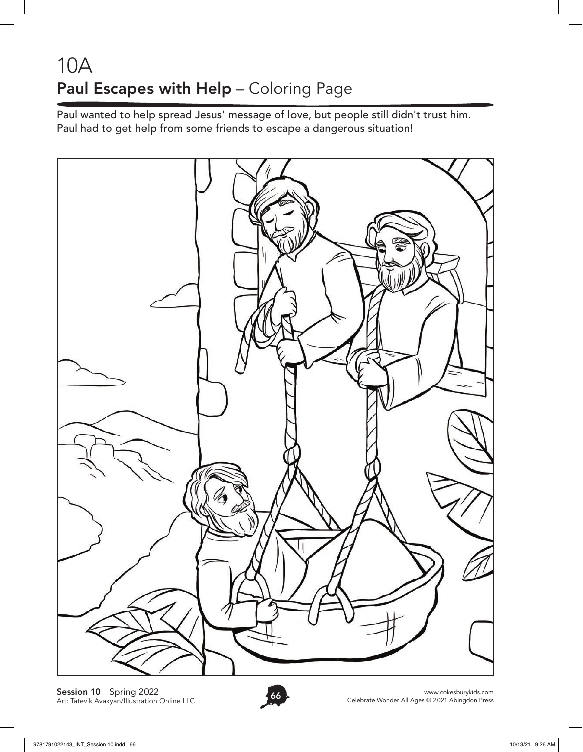# 10A

## **Paul Escapes with Help** – Coloring Page

Paul wanted to help spread Jesus' message of love, but people still didn't trust him. Paul had to get help from some friends to escape a dangerous situation!

**Session 10** Spring 2022
Art: Tatevik Avakyan/Illustration Online LLC

www.cokesburykids.com
Celebrate Wonder All Ages © 2021 Abingdon Press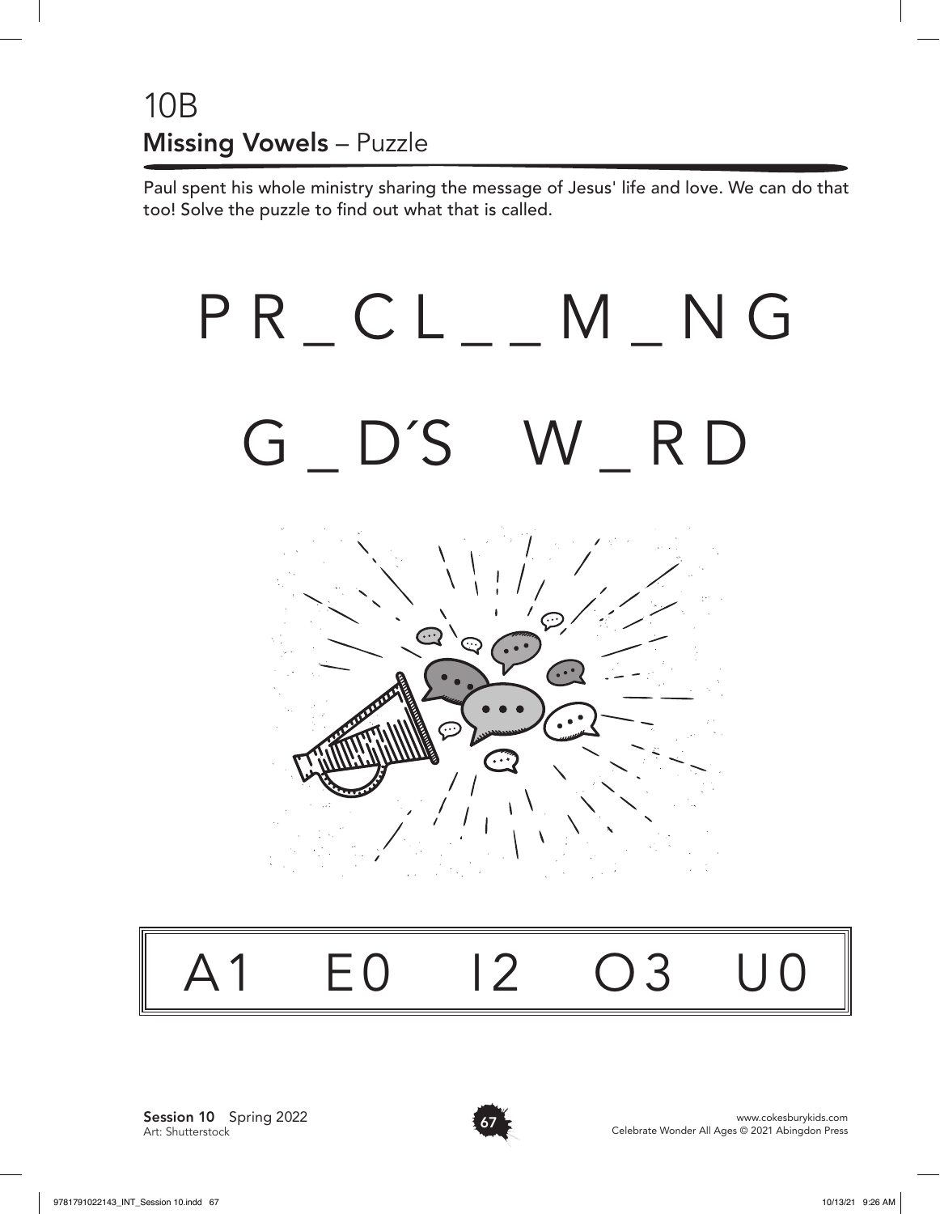## 10B
### **Missing Vowels** – Puzzle

Paul spent his whole ministry sharing the message of Jesus' life and love. We can do that too! Solve the puzzle to find out what that is called.

# P R _ C L _ _ M _ N G

# G _ D´S W _ R D

| A1 | E0 | I2 | O3 | U0 |
|---|---|---|---|---|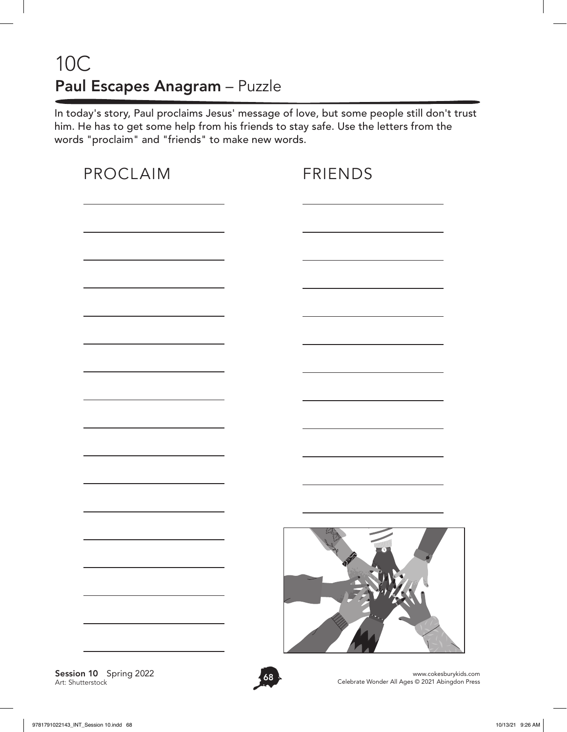# 10C

## **Paul Escapes Anagram** – Puzzle

In today's story, Paul proclaims Jesus' message of love, but some people still don't trust him. He has to get some help from his friends to stay safe. Use the letters from the words "proclaim" and "friends" to make new words.

PROCLAIM

FRIENDS

**Session 10** Spring 2022
Art: Shutterstock

www.cokesburykids.com
Celebrate Wonder All Ages © 2021 Abingdon Press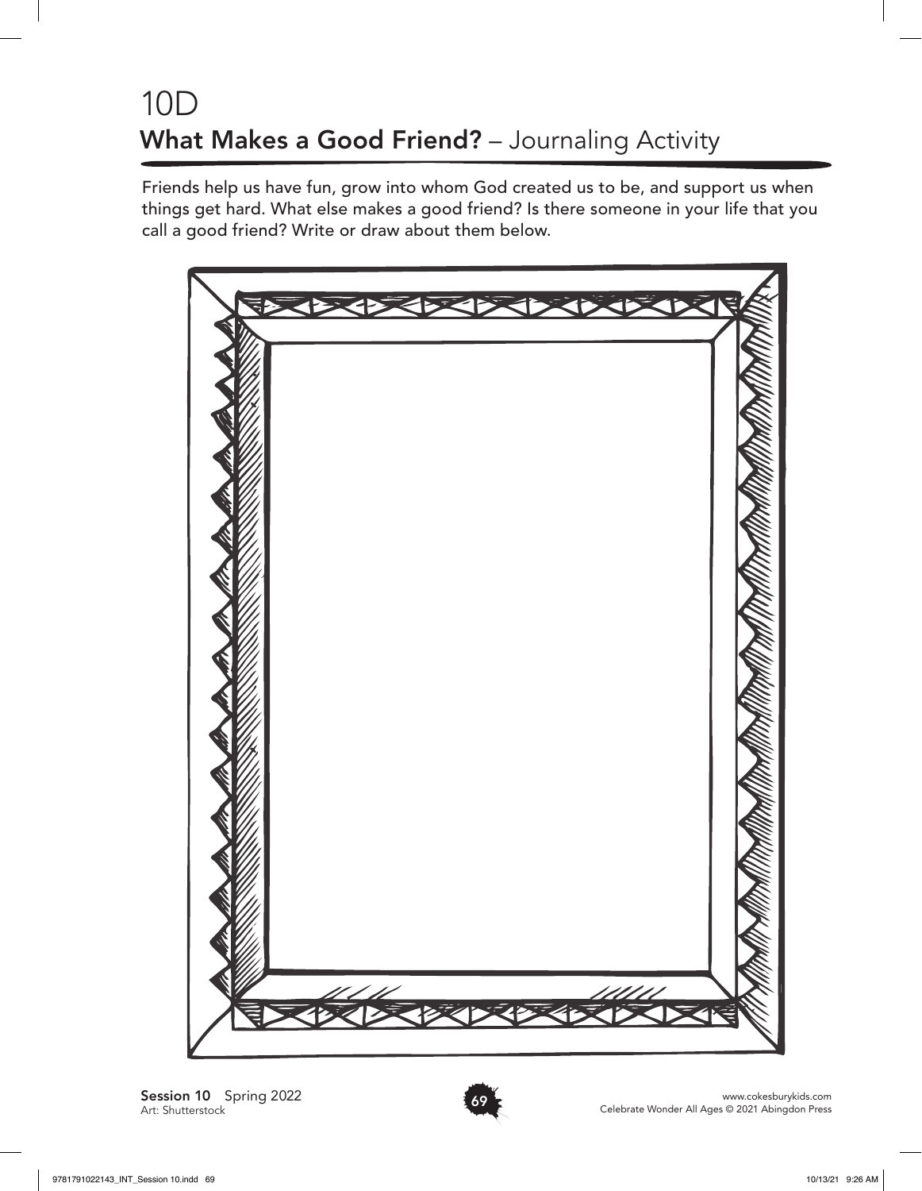# 10D

## **What Makes a Good Friend?** – Journaling Activity

Friends help us have fun, grow into whom God created us to be, and support us when things get hard. What else makes a good friend? Is there someone in your life that you call a good friend? Write or draw about them below.

**Session 10** Spring 2022
Art: Shutterstock

www.cokesburykids.com
Celebrate Wonder All Ages © 2021 Abingdon Press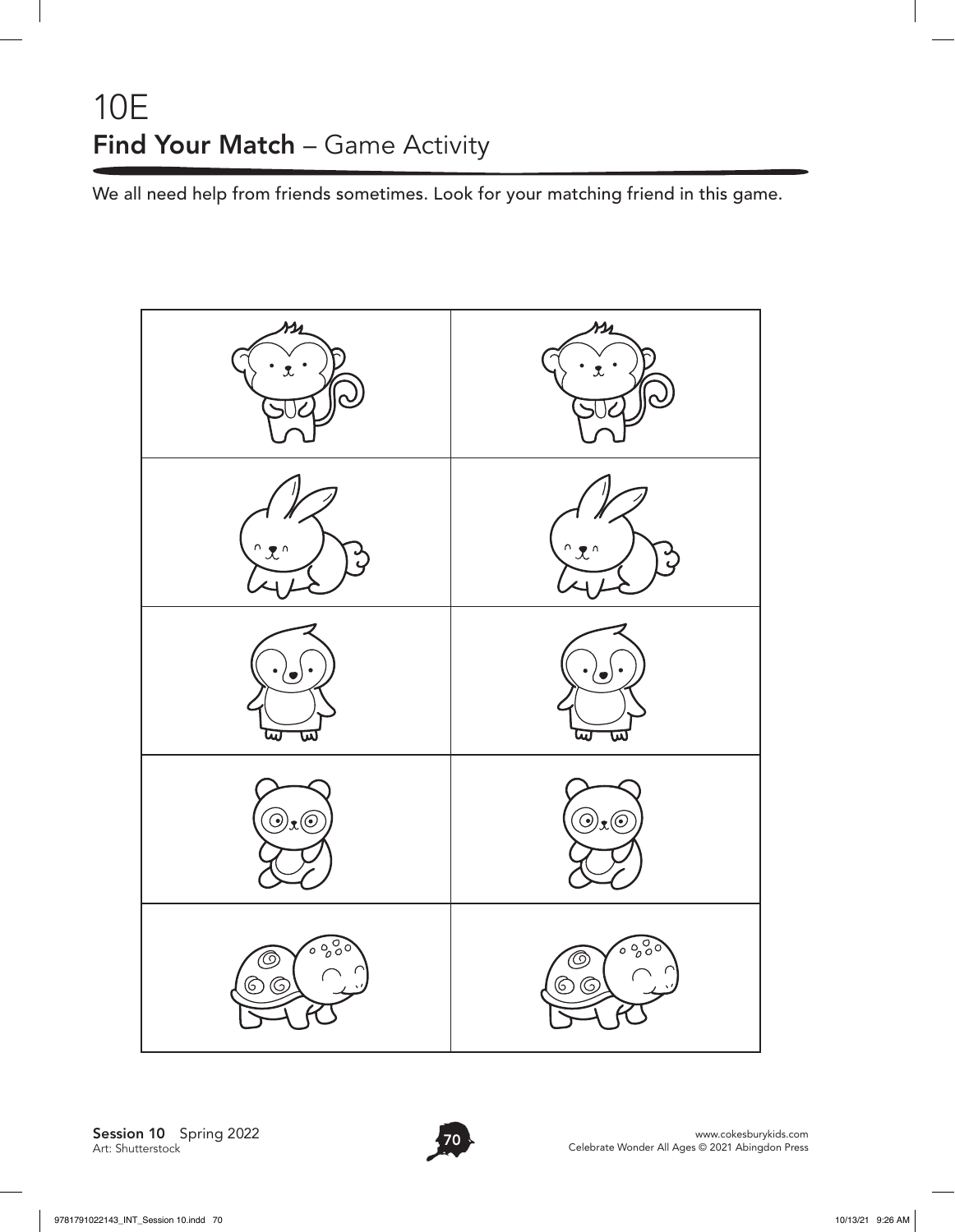# 10E
## Find Your Match – Game Activity

We all need help from friends sometimes. Look for your matching friend in this game.

Session 10 Spring 2022
Art: Shutterstock

www.cokesburykids.com
Celebrate Wonder All Ages © 2021 Abingdon Press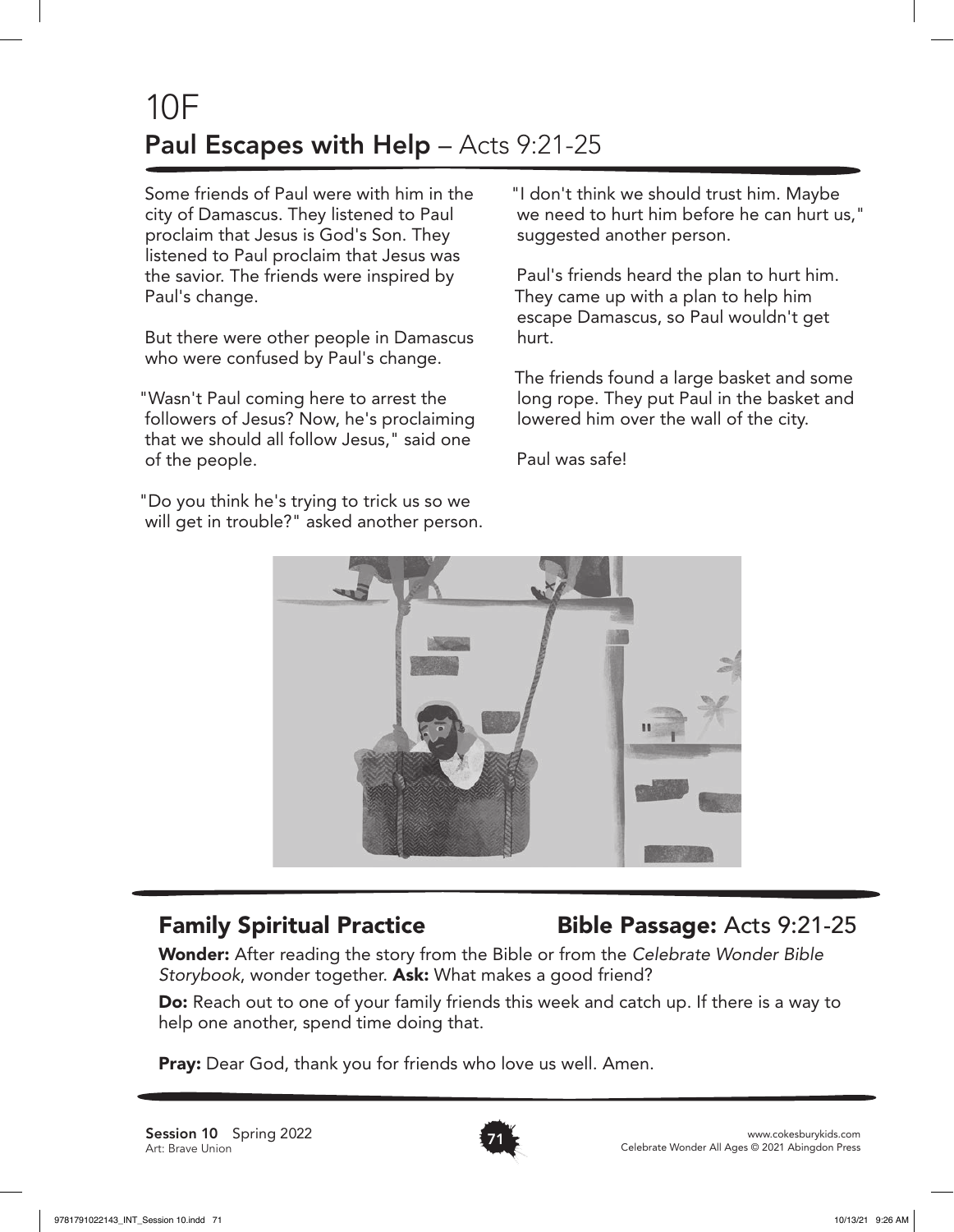# 10F
## Paul Escapes with Help – Acts 9:21-25

Some friends of Paul were with him in the city of Damascus. They listened to Paul proclaim that Jesus is God's Son. They listened to Paul proclaim that Jesus was the savior. The friends were inspired by Paul's change.

But there were other people in Damascus who were confused by Paul's change.

"Wasn't Paul coming here to arrest the followers of Jesus? Now, he's proclaiming that we should all follow Jesus," said one of the people.

"Do you think he's trying to trick us so we will get in trouble?" asked another person.

"I don't think we should trust him. Maybe we need to hurt him before he can hurt us," suggested another person.

Paul's friends heard the plan to hurt him. They came up with a plan to help him escape Damascus, so Paul wouldn't get hurt.

The friends found a large basket and some long rope. They put Paul in the basket and lowered him over the wall of the city.

Paul was safe!

## Family Spiritual Practice

## Bible Passage: Acts 9:21-25

**Wonder:** After reading the story from the Bible or from the *Celebrate Wonder Bible Storybook*, wonder together. **Ask:** What makes a good friend?

**Do:** Reach out to one of your family friends this week and catch up. If there is a way to help one another, spend time doing that.

**Pray:** Dear God, thank you for friends who love us well. Amen.

**Session 10** Spring 2022
Art: Brave Union

www.cokesburykids.com
Celebrate Wonder All Ages © 2021 Abingdon Press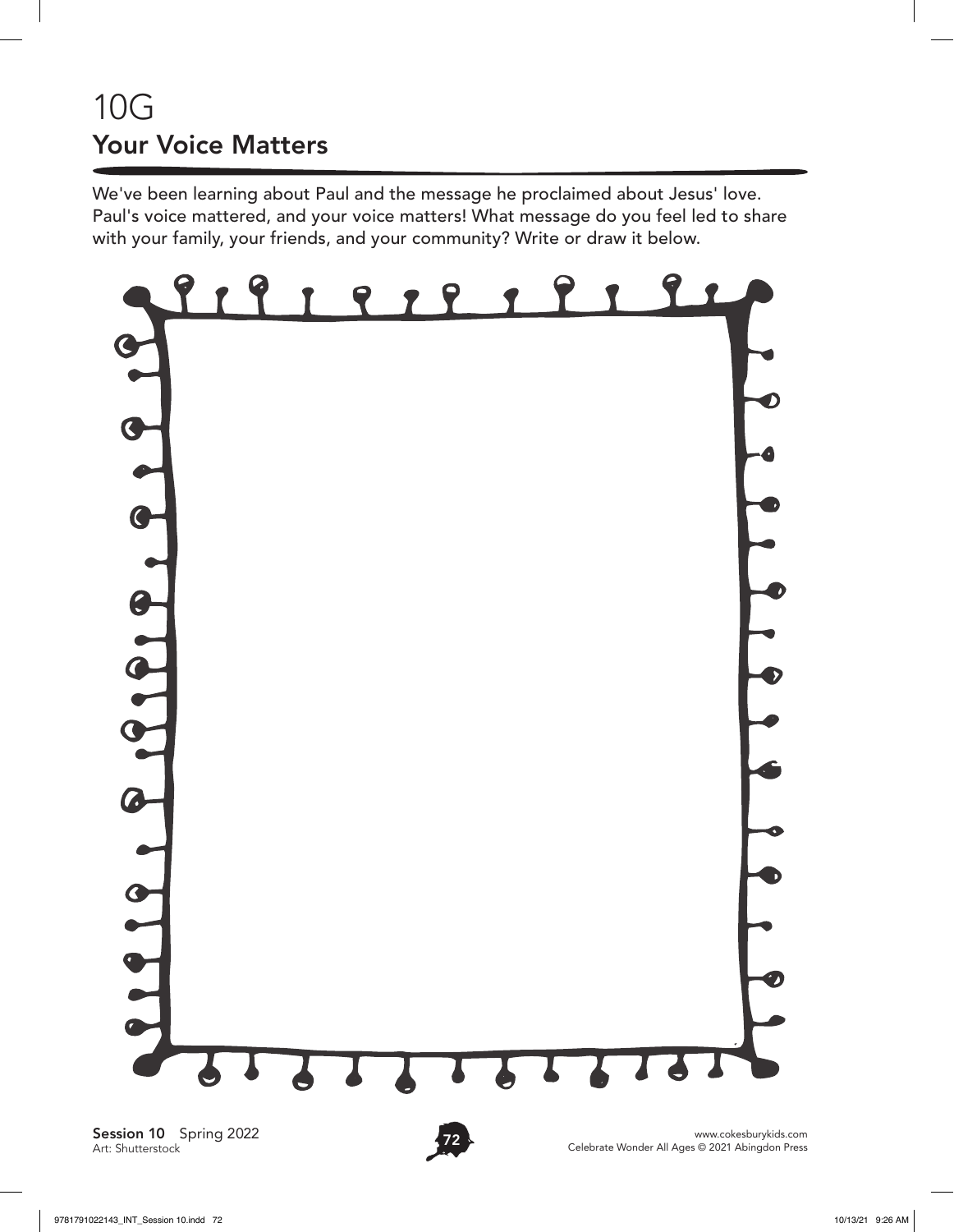# 10G

## Your Voice Matters

We've been learning about Paul and the message he proclaimed about Jesus' love. Paul's voice mattered, and your voice matters! What message do you feel led to share with your family, your friends, and your community? Write or draw it below.

Art: Shutterstock